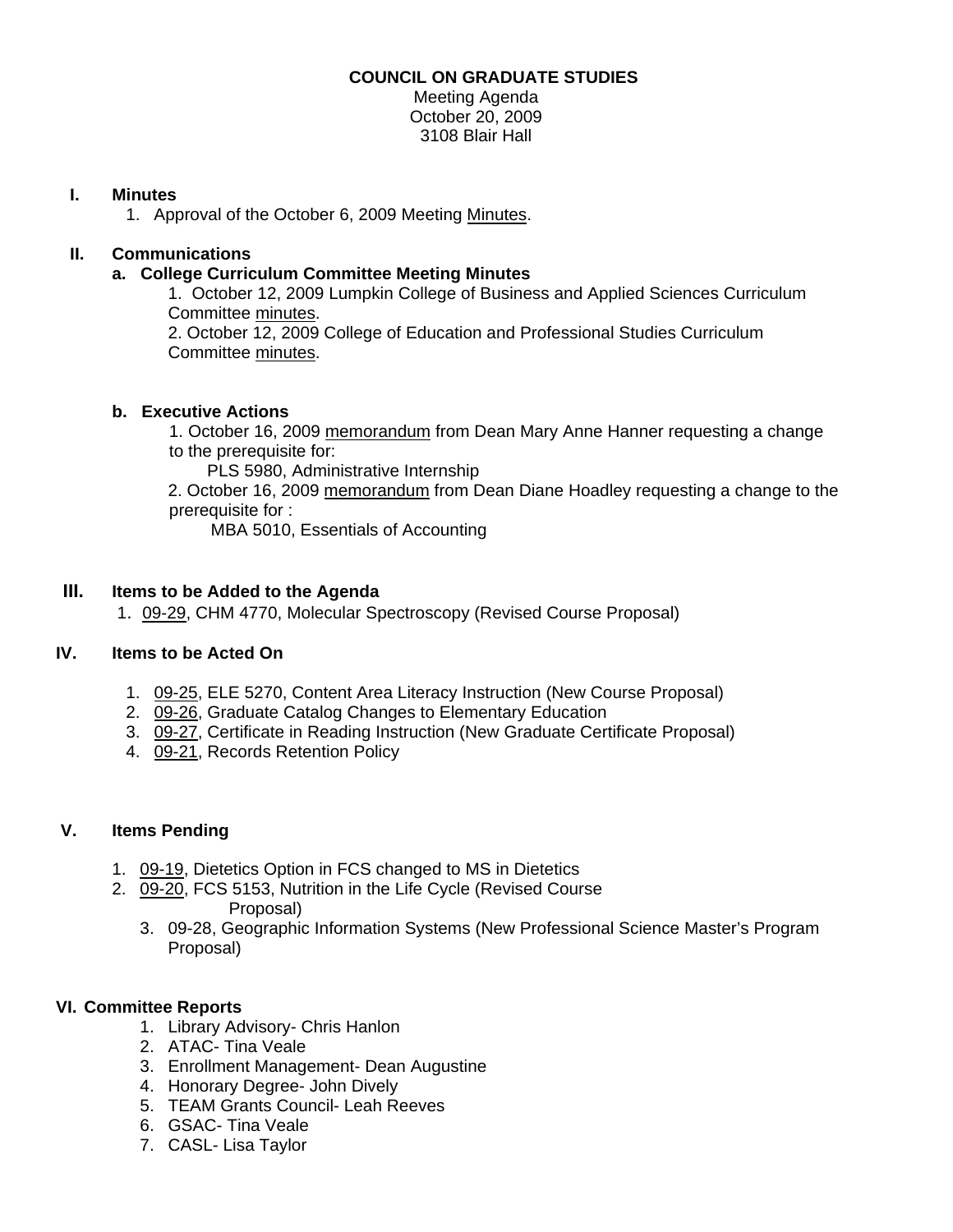**COUNCIL ON GRADUATE STUDIES**

Meeting Agenda
October 20, 2009
3108 Blair Hall

## I. Minutes

1. Approval of the October 6, 2009 Meeting Minutes.

## II. Communications

### a. College Curriculum Committee Meeting Minutes

1. October 12, 2009 Lumpkin College of Business and Applied Sciences Curriculum Committee minutes.
2. October 12, 2009 College of Education and Professional Studies Curriculum Committee minutes.

### b. Executive Actions

1. October 16, 2009 memorandum from Dean Mary Anne Hanner requesting a change to the prerequisite for:
   PLS 5980, Administrative Internship
2. October 16, 2009 memorandum from Dean Diane Hoadley requesting a change to the prerequisite for :
   MBA 5010, Essentials of Accounting

## III. Items to be Added to the Agenda

1. 09-29, CHM 4770, Molecular Spectroscopy (Revised Course Proposal)

## IV. Items to be Acted On

1. 09-25, ELE 5270, Content Area Literacy Instruction (New Course Proposal)
2. 09-26, Graduate Catalog Changes to Elementary Education
3. 09-27, Certificate in Reading Instruction (New Graduate Certificate Proposal)
4. 09-21, Records Retention Policy

## V. Items Pending

1. 09-19, Dietetics Option in FCS changed to MS in Dietetics
2. 09-20, FCS 5153, Nutrition in the Life Cycle (Revised Course Proposal)
3. 09-28, Geographic Information Systems (New Professional Science Master's Program Proposal)

## VI. Committee Reports

1. Library Advisory- Chris Hanlon
2. ATAC- Tina Veale
3. Enrollment Management- Dean Augustine
4. Honorary Degree- John Dively
5. TEAM Grants Council- Leah Reeves
6. GSAC- Tina Veale
7. CASL- Lisa Taylor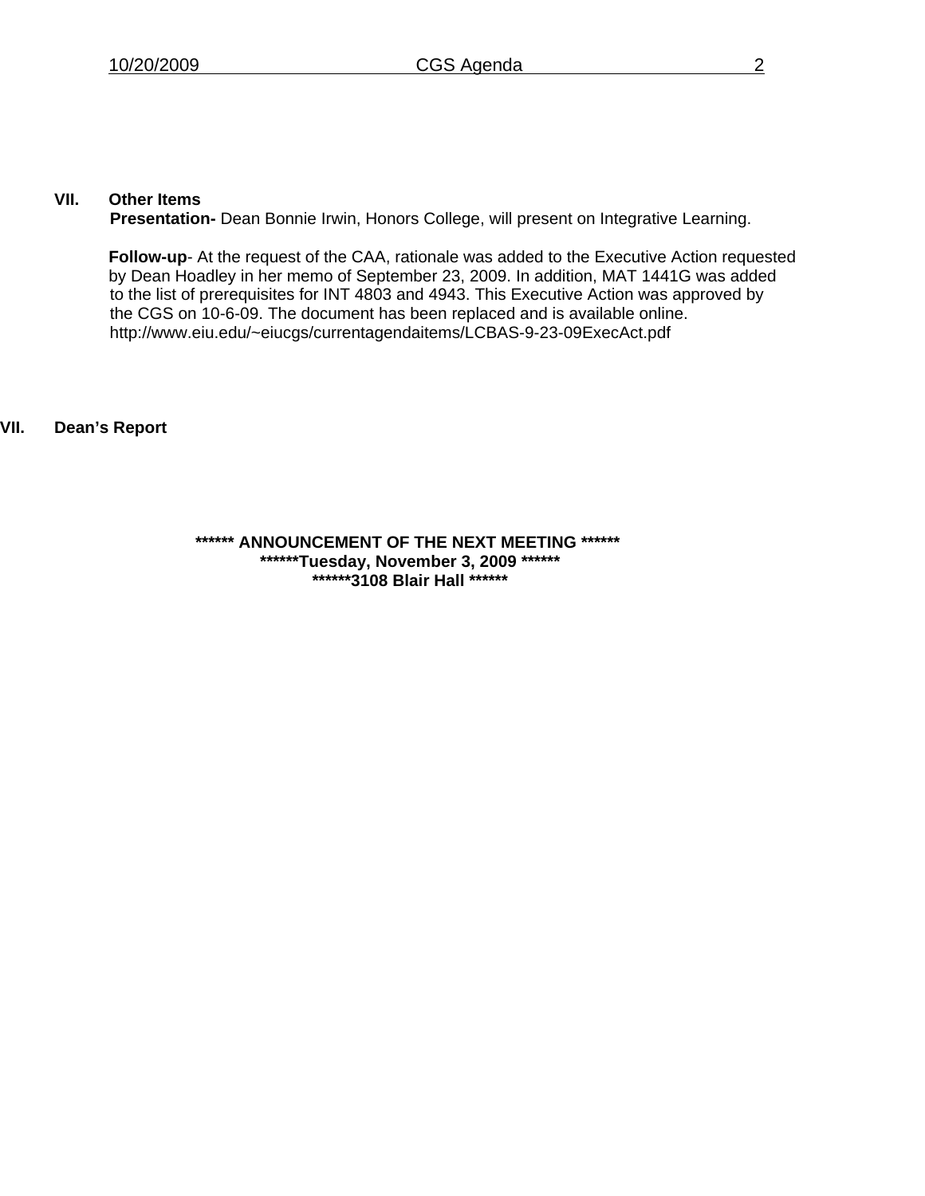## VII. Other Items

**Presentation-** Dean Bonnie Irwin, Honors College, will present on Integrative Learning.

**Follow-up**- At the request of the CAA, rationale was added to the Executive Action requested by Dean Hoadley in her memo of September 23, 2009. In addition, MAT 1441G was added to the list of prerequisites for INT 4803 and 4943. This Executive Action was approved by the CGS on 10-6-09. The document has been replaced and is available online. http://www.eiu.edu/~eiucgs/currentagendaitems/LCBAS-9-23-09ExecAct.pdf

## VII. Dean's Report

**\*\*\*\*\*\* ANNOUNCEMENT OF THE NEXT MEETING \*\*\*\*\*\***
**\*\*\*\*\*\*Tuesday, November 3, 2009 \*\*\*\*\*\***
**\*\*\*\*\*\*3108 Blair Hall \*\*\*\*\*\***